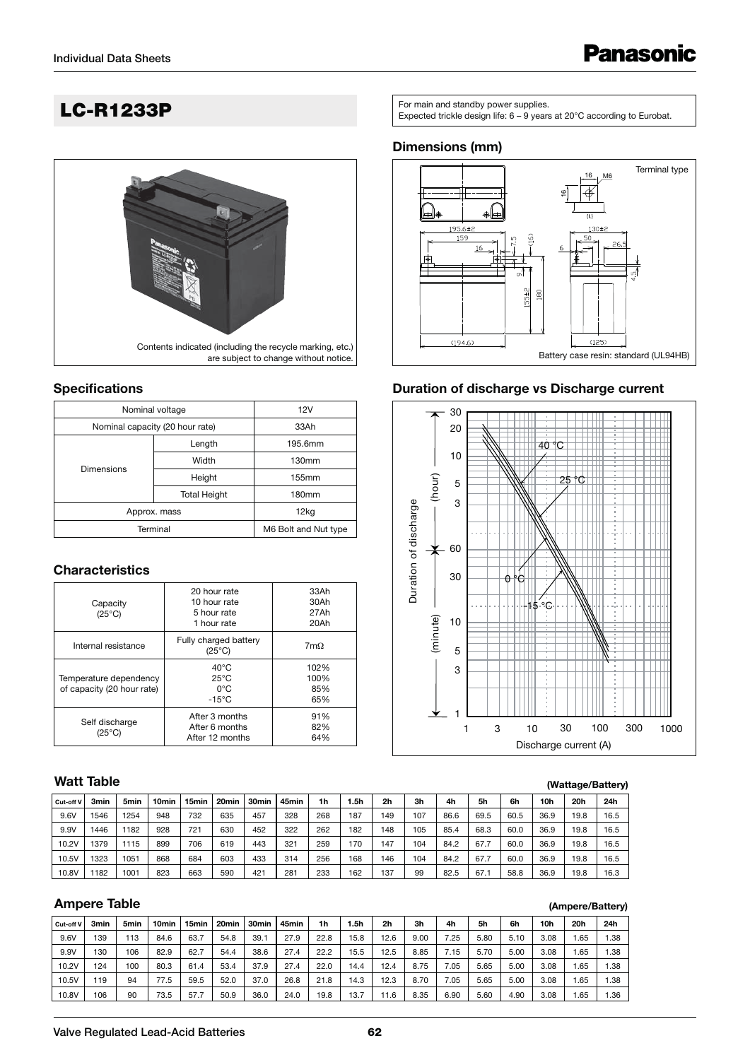# LC-R1233P

For main and standby power supplies.
Expected trickle design life: 6 – 9 years at 20°C according to Eurobat.

Contents indicated (including the recycle marking, etc.) are subject to change without notice.

## Dimensions (mm)

Terminal type

Battery case resin: standard (UL94HB)

## Specifications

| | | |
|---|---|---|
| Nominal voltage | | 12V |
| Nominal capacity (20 hour rate) | | 33Ah |
| Dimensions | Length | 195.6mm |
| | Width | 130mm |
| | Height | 155mm |
| | Total Height | 180mm |
| Approx. mass | | 12kg |
| Terminal | | M6 Bolt and Nut type |

## Duration of discharge vs Discharge current

## Characteristics

| | | |
|---|---|---|
| Capacity (25°C) | 20 hour rate<br>10 hour rate<br>5 hour rate<br>1 hour rate | 33Ah<br>30Ah<br>27Ah<br>20Ah |
| Internal resistance | Fully charged battery (25°C) | 7mΩ |
| Temperature dependency of capacity (20 hour rate) | 40°C<br>25°C<br>0°C<br>-15°C | 102%<br>100%<br>85%<br>65% |
| Self discharge (25°C) | After 3 months<br>After 6 months<br>After 12 months | 91%<br>82%<br>64% |

## Watt Table

(Wattage/Battery)

| Cut-off V | 3min | 5min | 10min | 15min | 20min | 30min | 45min | 1h | 1.5h | 2h | 3h | 4h | 5h | 6h | 10h | 20h | 24h |
|---|---|---|---|---|---|---|---|---|---|---|---|---|---|---|---|---|---|
| 9.6V | 1546 | 1254 | 948 | 732 | 635 | 457 | 328 | 268 | 187 | 149 | 107 | 86.6 | 69.5 | 60.5 | 36.9 | 19.8 | 16.5 |
| 9.9V | 1446 | 1182 | 928 | 721 | 630 | 452 | 322 | 262 | 182 | 148 | 105 | 85.4 | 68.3 | 60.0 | 36.9 | 19.8 | 16.5 |
| 10.2V | 1379 | 1115 | 899 | 706 | 619 | 443 | 321 | 259 | 170 | 147 | 104 | 84.2 | 67.7 | 60.0 | 36.9 | 19.8 | 16.5 |
| 10.5V | 1323 | 1051 | 868 | 684 | 603 | 433 | 314 | 256 | 168 | 146 | 104 | 84.2 | 67.7 | 60.0 | 36.9 | 19.8 | 16.5 |
| 10.8V | 1182 | 1001 | 823 | 663 | 590 | 421 | 281 | 233 | 162 | 137 | 99 | 82.5 | 67.1 | 58.8 | 36.9 | 19.8 | 16.3 |

## Ampere Table

(Ampere/Battery)

| Cut-off V | 3min | 5min | 10min | 15min | 20min | 30min | 45min | 1h | 1.5h | 2h | 3h | 4h | 5h | 6h | 10h | 20h | 24h |
|---|---|---|---|---|---|---|---|---|---|---|---|---|---|---|---|---|---|
| 9.6V | 139 | 113 | 84.6 | 63.7 | 54.8 | 39.1 | 27.9 | 22.8 | 15.8 | 12.6 | 9.00 | 7.25 | 5.80 | 5.10 | 3.08 | 1.65 | 1.38 |
| 9.9V | 130 | 106 | 82.9 | 62.7 | 54.4 | 38.6 | 27.4 | 22.2 | 15.5 | 12.5 | 8.85 | 7.15 | 5.70 | 5.00 | 3.08 | 1.65 | 1.38 |
| 10.2V | 124 | 100 | 80.3 | 61.4 | 53.4 | 37.9 | 27.4 | 22.0 | 14.4 | 12.4 | 8.75 | 7.05 | 5.65 | 5.00 | 3.08 | 1.65 | 1.38 |
| 10.5V | 119 | 94 | 77.5 | 59.5 | 52.0 | 37.0 | 26.8 | 21.8 | 14.3 | 12.3 | 8.70 | 7.05 | 5.65 | 5.00 | 3.08 | 1.65 | 1.38 |
| 10.8V | 106 | 90 | 73.5 | 57.7 | 50.9 | 36.0 | 24.0 | 19.8 | 13.7 | 11.6 | 8.35 | 6.90 | 5.60 | 4.90 | 3.08 | 1.65 | 1.36 |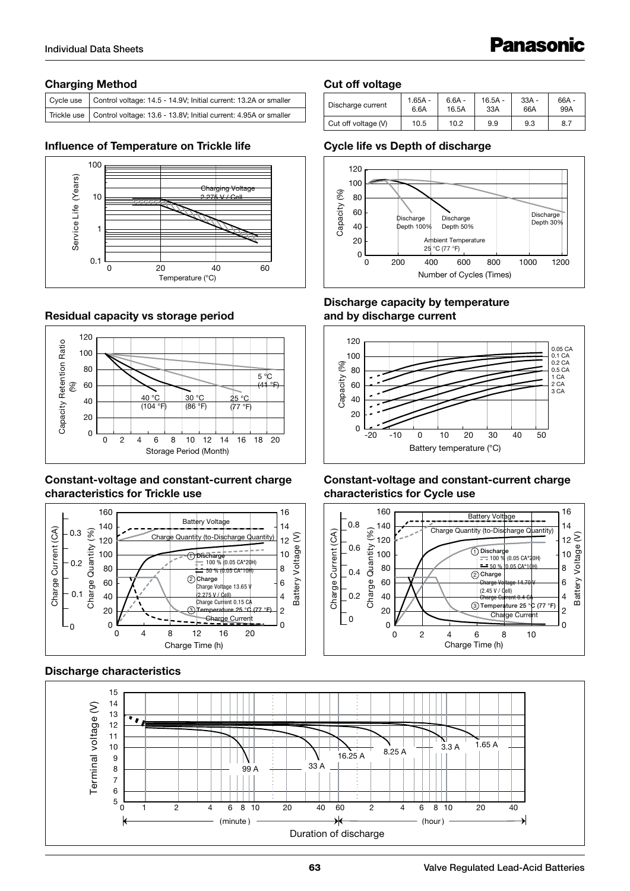## Charging Method

| | |
|---|---|
| Cycle use | Control voltage: 14.5 - 14.9V; Initial current: 13.2A or smaller |
| Trickle use | Control voltage: 13.6 - 13.8V; Initial current: 4.95A or smaller |

## Cut off voltage

| Discharge current | 1.65A - 6.6A | 6.6A - 16.5A | 16.5A - 33A | 33A - 66A | 66A - 99A |
|---|---|---|---|---|---|
| Cut off voltage (V) | 10.5 | 10.2 | 9.9 | 9.3 | 8.7 |

## Influence of Temperature on Trickle life

Service Life (Years)
100
10
1
0.1
0
20
40
60
Temperature (°C)
Charging Voltage
2.275 V / Cell

## Cycle life vs Depth of discharge

Capacity (%)
120
100
80
60
40
20
0
0
200
400
600
800
1000
1200
Number of Cycles (Times)
Discharge Depth 100%
Discharge Depth 50%
Discharge Depth 30%
Ambient Temperature
25 °C (77 °F)

## Residual capacity vs storage period

Capacity Retention Ratio (%)
120
100
80
60
40
20
0
0
2
4
6
8
10
12
14
16
18
20
Storage Period (Month)
40 °C (104 °F)
30 °C (86 °F)
25 °C (77 °F)
5 °C (41 °F)

## Discharge capacity by temperature and by discharge current

Capacity (%)
120
100
80
60
40
20
0
-20
-10
0
10
20
30
40
50
Battery temperature (°C)
0.05 CA
0.1 CA
0.2 CA
0.5 CA
1 CA
2 CA
3 CA

## Constant-voltage and constant-current charge characteristics for Trickle use

Charge Current (CA)
0.3
0.2
0.1
0
Charge Quantity (%)
160
140
120
100
80
60
40
20
0
Battery Voltage (V)
16
14
12
10
8
6
4
2
0
0
4
8
12
16
20
Charge Time (h)
Battery Voltage
Charge Quantity (to-Discharge Quantity)
① Discharge
100 % (0.05 CA*20H)
50 % (0.05 CA*10H)
② Charge
Charge Voltage 13.65 V
(2.275 V / Cell)
Charge Current 0.15 CA
③ Temperature 25 °C (77 °F)
Charge Current

## Constant-voltage and constant-current charge characteristics for Cycle use

Charge Current (CA)
0.8
0.6
0.4
0.2
0
Charge Quantity (%)
160
140
120
100
80
60
40
20
0
Battery Voltage (V)
16
14
12
10
8
6
4
2
0
0
2
4
6
8
10
Charge Time (h)
Battery Voltage
Charge Quantity (to-Discharge Quantity)
① Discharge
100 % (0.05 CA*20H)
50 % (0.05 CA*10H)
② Charge
Charge Voltage 14.70 V
(2.45 V / Cell)
Charge Current 0.4 CA
③ Temperature 25 °C (77 °F)
Charge Current

## Discharge characteristics

Terminal voltage (V)
15
14
13
12
11
10
9
8
7
6
5
0
1
2
4
6
8
10
20
40
60
2
4
6
8
10
20
40
(minute)
(hour)
Duration of discharge
99 A
33 A
16.25 A
8.25 A
3.3 A
1.65 A